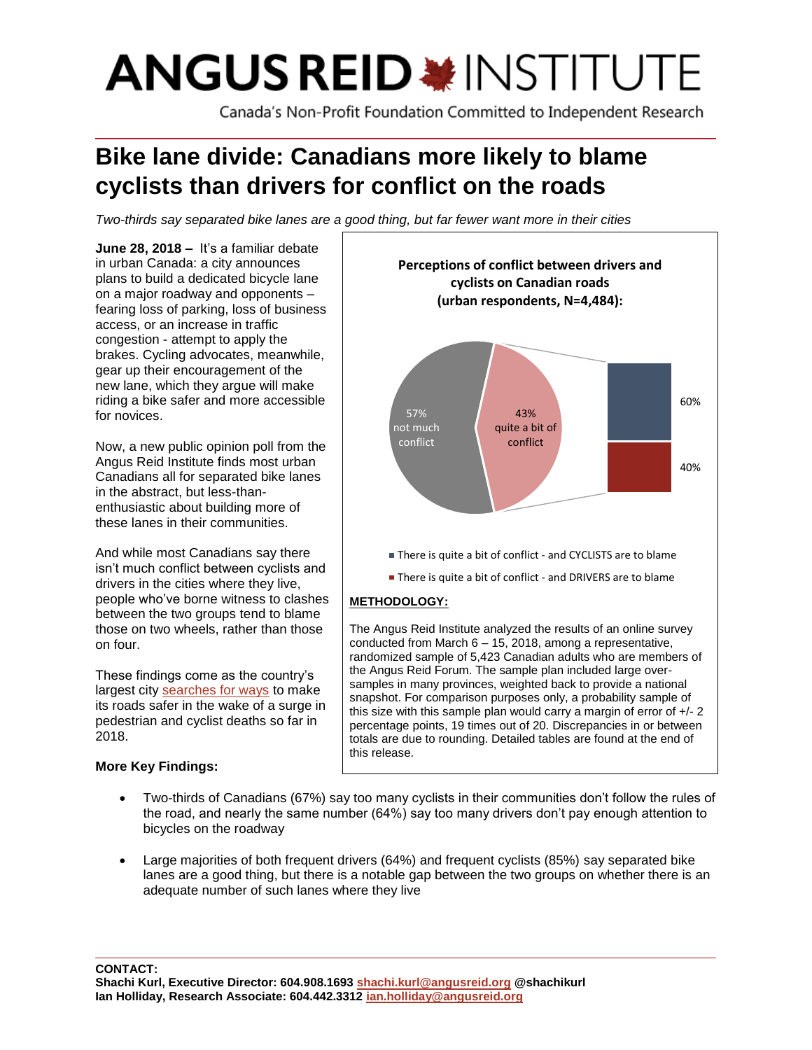# ANGUS REID INSTITUTE

Canada's Non-Profit Foundation Committed to Independent Research

# Bike lane divide: Canadians more likely to blame cyclists than drivers for conflict on the roads

*Two-thirds say separated bike lanes are a good thing, but far fewer want more in their cities*

**June 28, 2018 –** It's a familiar debate in urban Canada: a city announces plans to build a dedicated bicycle lane on a major roadway and opponents – fearing loss of parking, loss of business access, or an increase in traffic congestion - attempt to apply the brakes. Cycling advocates, meanwhile, gear up their encouragement of the new lane, which they argue will make riding a bike safer and more accessible for novices.

Now, a new public opinion poll from the Angus Reid Institute finds most urban Canadians all for separated bike lanes in the abstract, but less-than-enthusiastic about building more of these lanes in their communities.

And while most Canadians say there isn't much conflict between cyclists and drivers in the cities where they live, people who've borne witness to clashes between the two groups tend to blame those on two wheels, rather than those on four.

These findings come as the country's largest city searches for ways to make its roads safer in the wake of a surge in pedestrian and cyclist deaths so far in 2018.

**Perceptions of conflict between drivers and cyclists on Canadian roads (urban respondents, N=4,484):**

- 57% not much conflict
- 43% quite a bit of conflict
  - There is quite a bit of conflict - and CYCLISTS are to blame: 60%
  - There is quite a bit of conflict - and DRIVERS are to blame: 40%

**METHODOLOGY:**

The Angus Reid Institute analyzed the results of an online survey conducted from March 6 – 15, 2018, among a representative, randomized sample of 5,423 Canadian adults who are members of the Angus Reid Forum. The sample plan included large over-samples in many provinces, weighted back to provide a national snapshot. For comparison purposes only, a probability sample of this size with this sample plan would carry a margin of error of +/- 2 percentage points, 19 times out of 20. Discrepancies in or between totals are due to rounding. Detailed tables are found at the end of this release.

**More Key Findings:**

- Two-thirds of Canadians (67%) say too many cyclists in their communities don't follow the rules of the road, and nearly the same number (64%) say too many drivers don't pay enough attention to bicycles on the roadway
- Large majorities of both frequent drivers (64%) and frequent cyclists (85%) say separated bike lanes are a good thing, but there is a notable gap between the two groups on whether there is an adequate number of such lanes where they live

**CONTACT:**
**Shachi Kurl, Executive Director: 604.908.1693 shachi.kurl@angusreid.org @shachikurl**
**Ian Holliday, Research Associate: 604.442.3312 ian.holliday@angusreid.org**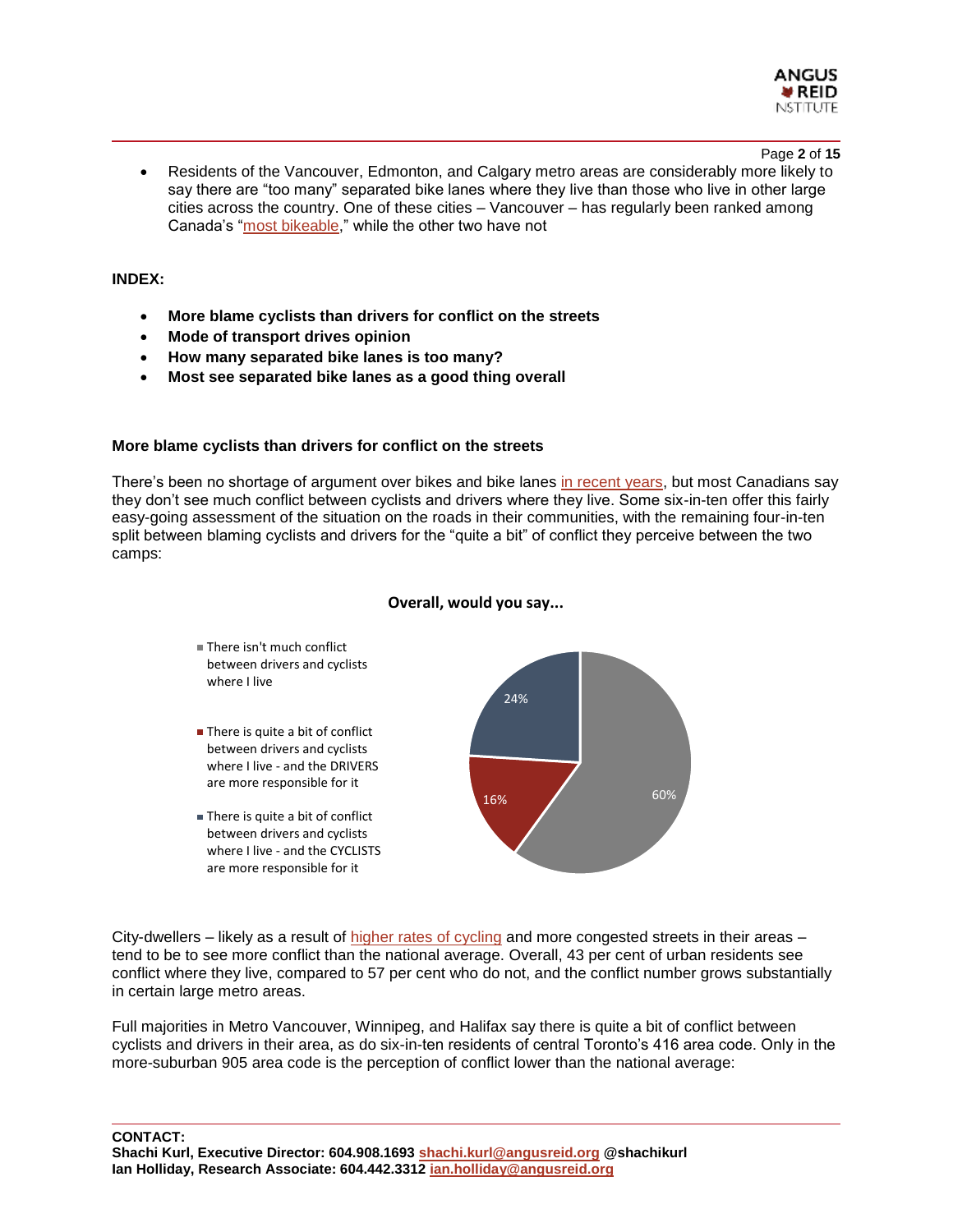- Residents of the Vancouver, Edmonton, and Calgary metro areas are considerably more likely to say there are "too many" separated bike lanes where they live than those who live in other large cities across the country. One of these cities – Vancouver – has regularly been ranked among Canada's "most bikeable," while the other two have not

**INDEX:**

- **More blame cyclists than drivers for conflict on the streets**
- **Mode of transport drives opinion**
- **How many separated bike lanes is too many?**
- **Most see separated bike lanes as a good thing overall**

## More blame cyclists than drivers for conflict on the streets

There's been no shortage of argument over bikes and bike lanes in recent years, but most Canadians say they don't see much conflict between cyclists and drivers where they live. Some six-in-ten offer this fairly easy-going assessment of the situation on the roads in their communities, with the remaining four-in-ten split between blaming cyclists and drivers for the "quite a bit" of conflict they perceive between the two camps:

**Overall, would you say...**

| Response | % |
|---|---|
| There isn't much conflict between drivers and cyclists where I live | 60% |
| There is quite a bit of conflict between drivers and cyclists where I live - and the DRIVERS are more responsible for it | 16% |
| There is quite a bit of conflict between drivers and cyclists where I live - and the CYCLISTS are more responsible for it | 24% |

City-dwellers – likely as a result of higher rates of cycling and more congested streets in their areas – tend to be to see more conflict than the national average. Overall, 43 per cent of urban residents see conflict where they live, compared to 57 per cent who do not, and the conflict number grows substantially in certain large metro areas.

Full majorities in Metro Vancouver, Winnipeg, and Halifax say there is quite a bit of conflict between cyclists and drivers in their area, as do six-in-ten residents of central Toronto's 416 area code. Only in the more-suburban 905 area code is the perception of conflict lower than the national average:

**CONTACT:**
**Shachi Kurl, Executive Director: 604.908.1693 shachi.kurl@angusreid.org @shachikurl**
**Ian Holliday, Research Associate: 604.442.3312 ian.holliday@angusreid.org**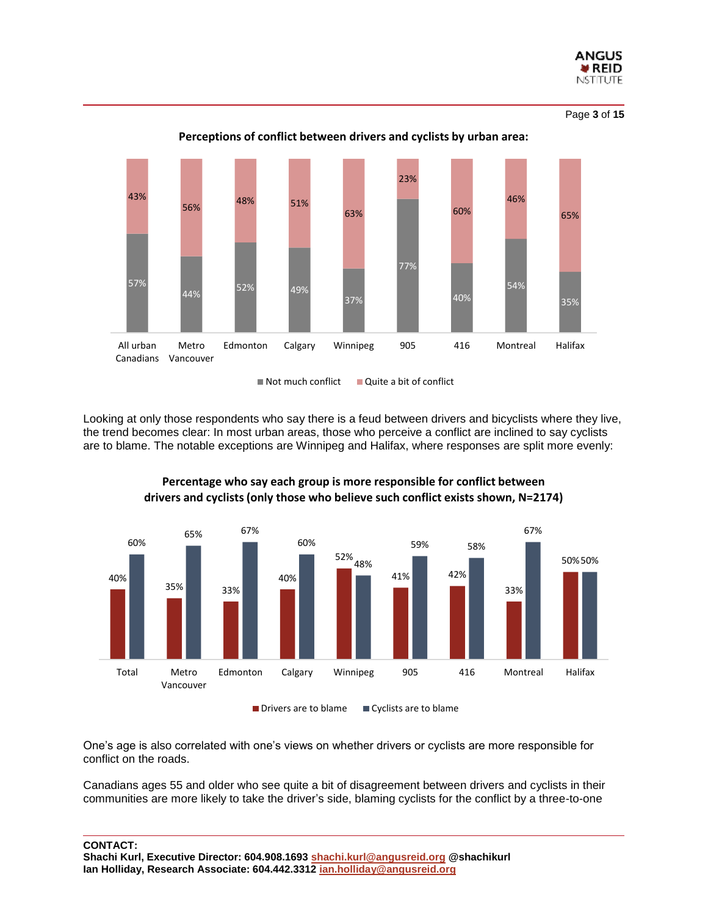**Perceptions of conflict between drivers and cyclists by urban area:**

| | All urban Canadians | Metro Vancouver | Edmonton | Calgary | Winnipeg | 905 | 416 | Montreal | Halifax |
|---|---|---|---|---|---|---|---|---|---|
| Not much conflict | 57% | 44% | 52% | 49% | 37% | 77% | 40% | 54% | 35% |
| Quite a bit of conflict | 43% | 56% | 48% | 51% | 63% | 23% | 60% | 46% | 65% |

Looking at only those respondents who say there is a feud between drivers and bicyclists where they live, the trend becomes clear: In most urban areas, those who perceive a conflict are inclined to say cyclists are to blame. The notable exceptions are Winnipeg and Halifax, where responses are split more evenly:

**Percentage who say each group is more responsible for conflict between drivers and cyclists (only those who believe such conflict exists shown, N=2174)**

| | Total | Metro Vancouver | Edmonton | Calgary | Winnipeg | 905 | 416 | Montreal | Halifax |
|---|---|---|---|---|---|---|---|---|---|
| Drivers are to blame | 40% | 35% | 33% | 40% | 52% | 41% | 42% | 33% | 50% |
| Cyclists are to blame | 60% | 65% | 67% | 60% | 48% | 59% | 58% | 67% | 50% |

One's age is also correlated with one's views on whether drivers or cyclists are more responsible for conflict on the roads.

Canadians ages 55 and older who see quite a bit of disagreement between drivers and cyclists in their communities are more likely to take the driver's side, blaming cyclists for the conflict by a three-to-one

**CONTACT:**
**Shachi Kurl, Executive Director: 604.908.1693 shachi.kurl@angusreid.org @shachikurl**
**Ian Holliday, Research Associate: 604.442.3312 ian.holliday@angusreid.org**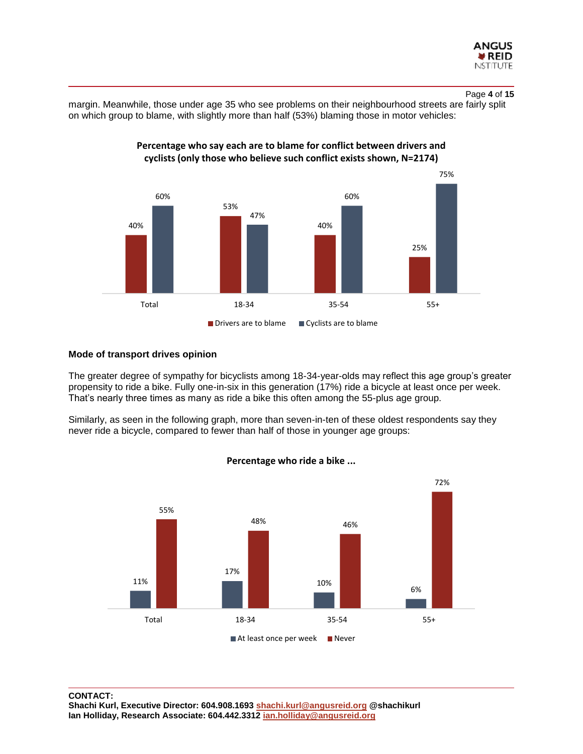margin. Meanwhile, those under age 35 who see problems on their neighbourhood streets are fairly split on which group to blame, with slightly more than half (53%) blaming those in motor vehicles:

**Percentage who say each are to blame for conflict between drivers and cyclists (only those who believe such conflict exists shown, N=2174)**

| | Total | 18-34 | 35-54 | 55+ |
|---|---|---|---|---|
| Drivers are to blame | 40% | 53% | 40% | 25% |
| Cyclists are to blame | 60% | 47% | 60% | 75% |

### Mode of transport drives opinion

The greater degree of sympathy for bicyclists among 18-34-year-olds may reflect this age group's greater propensity to ride a bike. Fully one-in-six in this generation (17%) ride a bicycle at least once per week. That's nearly three times as many as ride a bike this often among the 55-plus age group.

Similarly, as seen in the following graph, more than seven-in-ten of these oldest respondents say they never ride a bicycle, compared to fewer than half of those in younger age groups:

**Percentage who ride a bike ...**

| | Total | 18-34 | 35-54 | 55+ |
|---|---|---|---|---|
| At least once per week | 11% | 17% | 10% | 6% |
| Never | 55% | 48% | 46% | 72% |

**CONTACT:**
**Shachi Kurl, Executive Director: 604.908.1693 shachi.kurl@angusreid.org @shachikurl**
**Ian Holliday, Research Associate: 604.442.3312 ian.holliday@angusreid.org**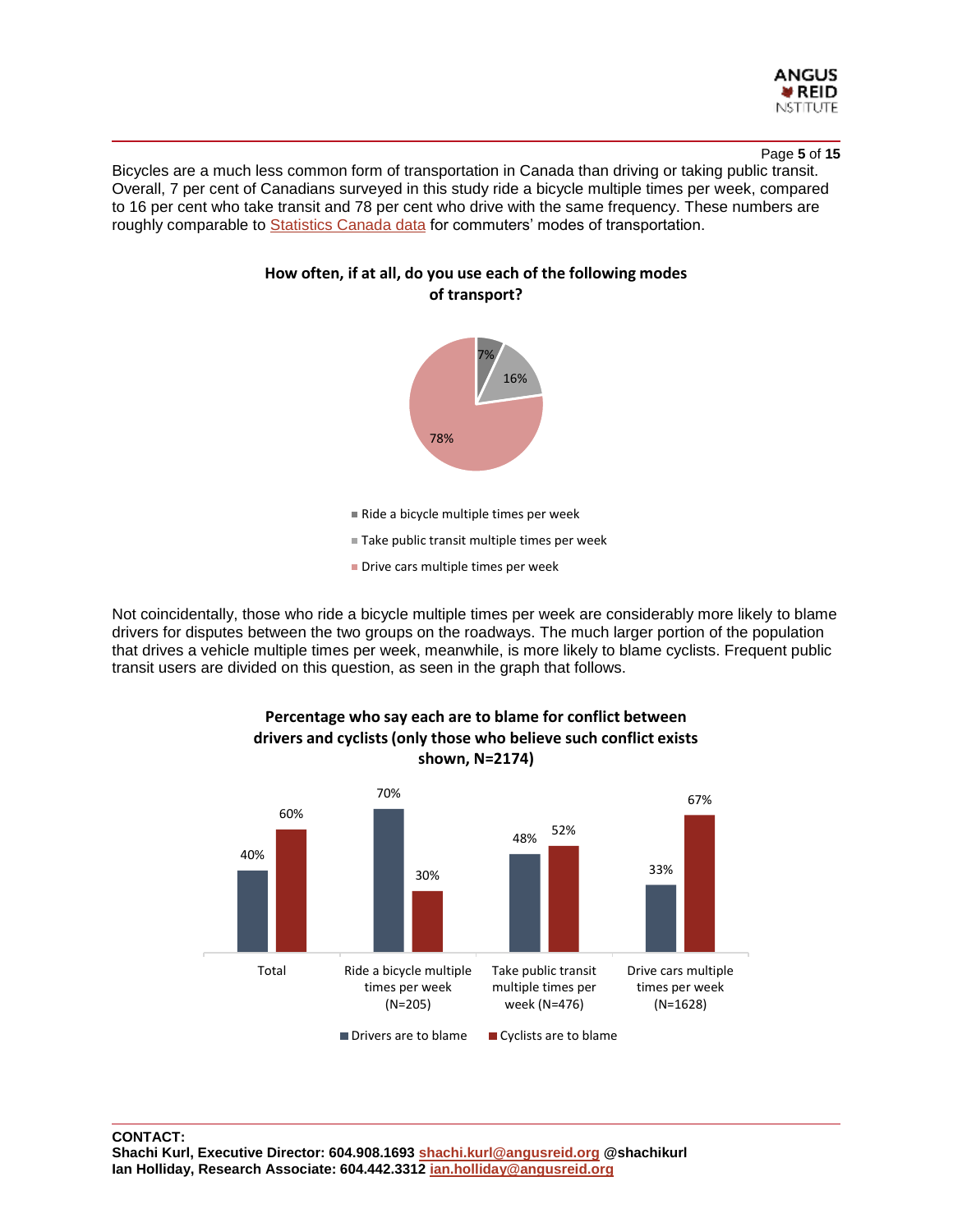Bicycles are a much less common form of transportation in Canada than driving or taking public transit. Overall, 7 per cent of Canadians surveyed in this study ride a bicycle multiple times per week, compared to 16 per cent who take transit and 78 per cent who drive with the same frequency. These numbers are roughly comparable to Statistics Canada data for commuters' modes of transportation.

**How often, if at all, do you use each of the following modes of transport?**

| Mode | % |
|---|---|
| Ride a bicycle multiple times per week | 7% |
| Take public transit multiple times per week | 16% |
| Drive cars multiple times per week | 78% |

Not coincidentally, those who ride a bicycle multiple times per week are considerably more likely to blame drivers for disputes between the two groups on the roadways. The much larger portion of the population that drives a vehicle multiple times per week, meanwhile, is more likely to blame cyclists. Frequent public transit users are divided on this question, as seen in the graph that follows.

**Percentage who say each are to blame for conflict between drivers and cyclists (only those who believe such conflict exists shown, N=2174)**

| | Total | Ride a bicycle multiple times per week (N=205) | Take public transit multiple times per week (N=476) | Drive cars multiple times per week (N=1628) |
|---|---|---|---|---|
| Drivers are to blame | 40% | 70% | 48% | 33% |
| Cyclists are to blame | 60% | 30% | 52% | 67% |

**CONTACT:**
**Shachi Kurl, Executive Director: 604.908.1693 shachi.kurl@angusreid.org @shachikurl**
**Ian Holliday, Research Associate: 604.442.3312 ian.holliday@angusreid.org**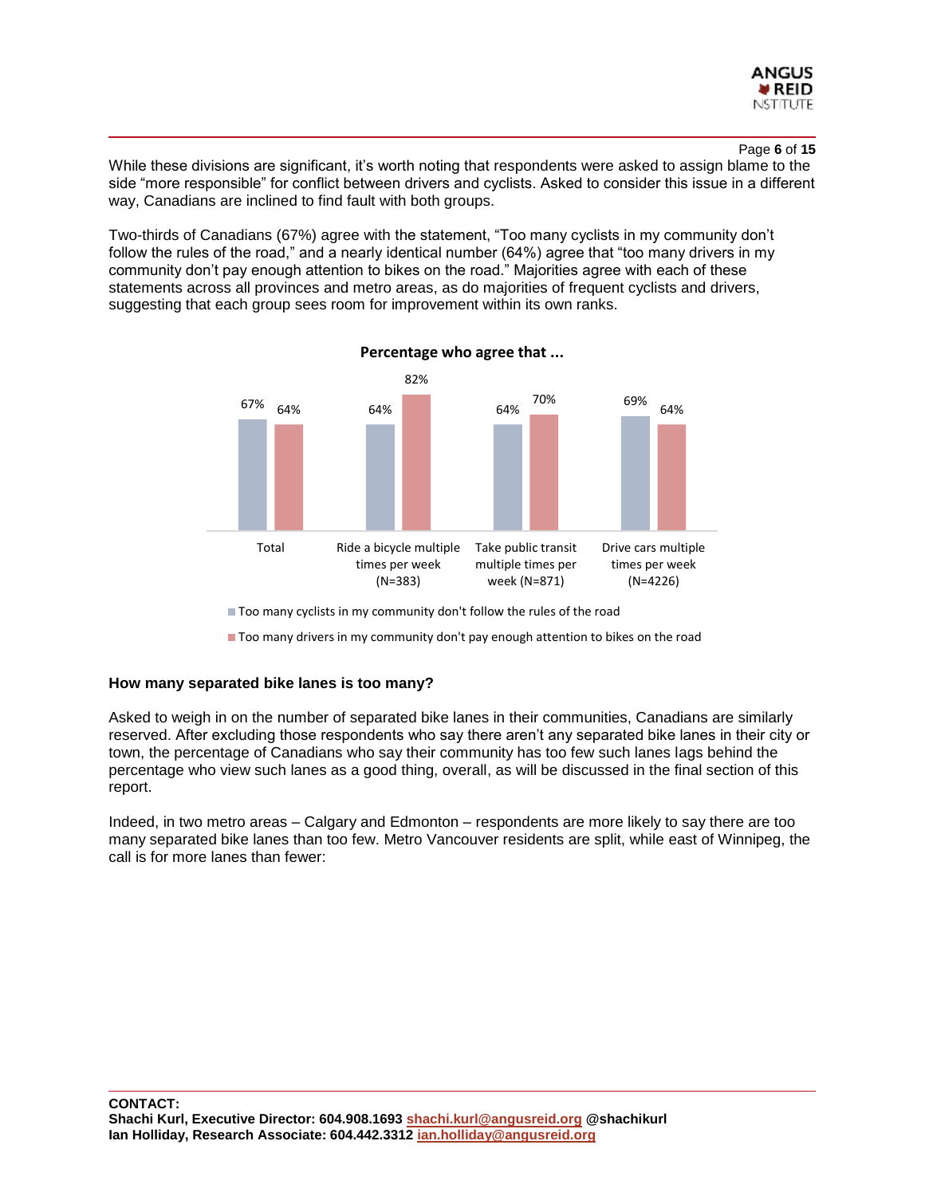While these divisions are significant, it's worth noting that respondents were asked to assign blame to the side "more responsible" for conflict between drivers and cyclists. Asked to consider this issue in a different way, Canadians are inclined to find fault with both groups.

Two-thirds of Canadians (67%) agree with the statement, "Too many cyclists in my community don't follow the rules of the road," and a nearly identical number (64%) agree that "too many drivers in my community don't pay enough attention to bikes on the road." Majorities agree with each of these statements across all provinces and metro areas, as do majorities of frequent cyclists and drivers, suggesting that each group sees room for improvement within its own ranks.

**Percentage who agree that ...**

| | Too many cyclists in my community don't follow the rules of the road | Too many drivers in my community don't pay enough attention to bikes on the road |
|---|---|---|
| Total | 67% | 64% |
| Ride a bicycle multiple times per week (N=383) | 64% | 82% |
| Take public transit multiple times per week (N=871) | 64% | 70% |
| Drive cars multiple times per week (N=4226) | 69% | 64% |

### How many separated bike lanes is too many?

Asked to weigh in on the number of separated bike lanes in their communities, Canadians are similarly reserved. After excluding those respondents who say there aren't any separated bike lanes in their city or town, the percentage of Canadians who say their community has too few such lanes lags behind the percentage who view such lanes as a good thing, overall, as will be discussed in the final section of this report.

Indeed, in two metro areas – Calgary and Edmonton – respondents are more likely to say there are too many separated bike lanes than too few. Metro Vancouver residents are split, while east of Winnipeg, the call is for more lanes than fewer:

**CONTACT:**
**Shachi Kurl, Executive Director: 604.908.1693 shachi.kurl@angusreid.org @shachikurl**
**Ian Holliday, Research Associate: 604.442.3312 ian.holliday@angusreid.org**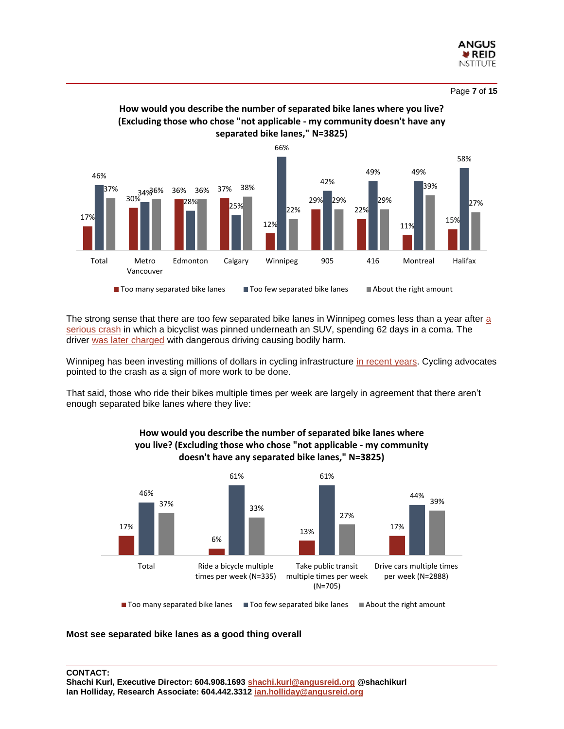**How would you describe the number of separated bike lanes where you live? (Excluding those who chose "not applicable - my community doesn't have any separated bike lanes," N=3825)**

| | Total | Metro Vancouver | Edmonton | Calgary | Winnipeg | 905 | 416 | Montreal | Halifax |
|---|---|---|---|---|---|---|---|---|---|
| Too many separated bike lanes | 17% | 30% | 36% | 37% | 12% | 29% | 22% | 11% | 15% |
| Too few separated bike lanes | 46% | 34% | 28% | 25% | 66% | 42% | 49% | 49% | 58% |
| About the right amount | 37% | 36% | 36% | 38% | 22% | 29% | 29% | 39% | 27% |

The strong sense that there are too few separated bike lanes in Winnipeg comes less than a year after a serious crash in which a bicyclist was pinned underneath an SUV, spending 62 days in a coma. The driver was later charged with dangerous driving causing bodily harm.

Winnipeg has been investing millions of dollars in cycling infrastructure in recent years. Cycling advocates pointed to the crash as a sign of more work to be done.

That said, those who ride their bikes multiple times per week are largely in agreement that there aren't enough separated bike lanes where they live:

**How would you describe the number of separated bike lanes where you live? (Excluding those who chose "not applicable - my community doesn't have any separated bike lanes," N=3825)**

| | Total | Ride a bicycle multiple times per week (N=335) | Take public transit multiple times per week (N=705) | Drive cars multiple times per week (N=2888) |
|---|---|---|---|---|
| Too many separated bike lanes | 17% | 6% | 13% | 17% |
| Too few separated bike lanes | 46% | 61% | 61% | 44% |
| About the right amount | 37% | 33% | 27% | 39% |

**Most see separated bike lanes as a good thing overall**

**CONTACT:**
**Shachi Kurl, Executive Director: 604.908.1693 shachi.kurl@angusreid.org @shachikurl**
**Ian Holliday, Research Associate: 604.442.3312 ian.holliday@angusreid.org**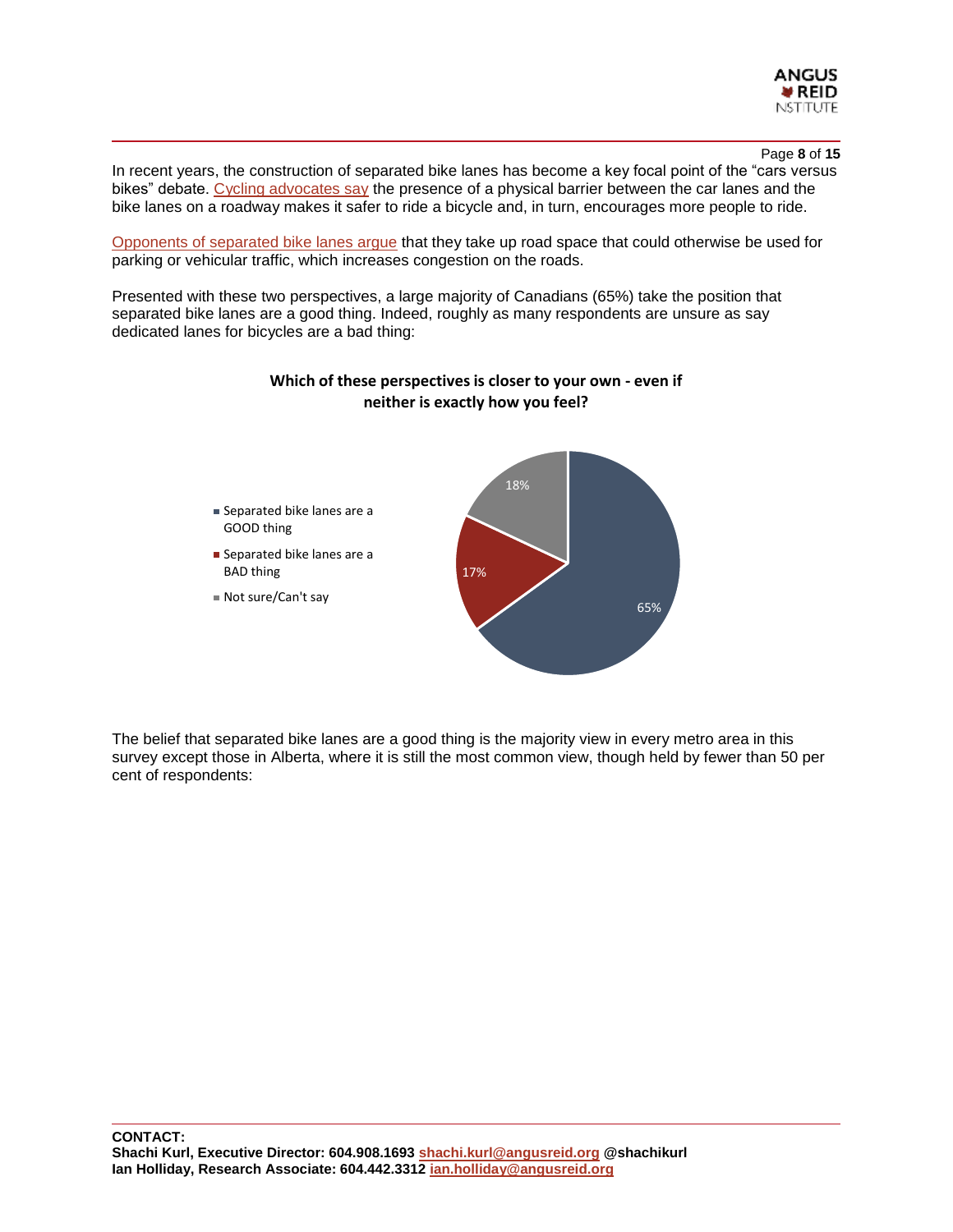In recent years, the construction of separated bike lanes has become a key focal point of the "cars versus bikes" debate. Cycling advocates say the presence of a physical barrier between the car lanes and the bike lanes on a roadway makes it safer to ride a bicycle and, in turn, encourages more people to ride.

Opponents of separated bike lanes argue that they take up road space that could otherwise be used for parking or vehicular traffic, which increases congestion on the roads.

Presented with these two perspectives, a large majority of Canadians (65%) take the position that separated bike lanes are a good thing. Indeed, roughly as many respondents are unsure as say dedicated lanes for bicycles are a bad thing:

**Which of these perspectives is closer to your own - even if neither is exactly how you feel?**

| Response | % |
|---|---|
| Separated bike lanes are a GOOD thing | 65% |
| Separated bike lanes are a BAD thing | 17% |
| Not sure/Can't say | 18% |

The belief that separated bike lanes are a good thing is the majority view in every metro area in this survey except those in Alberta, where it is still the most common view, though held by fewer than 50 per cent of respondents:

**CONTACT:**
**Shachi Kurl, Executive Director: 604.908.1693 shachi.kurl@angusreid.org @shachikurl**
**Ian Holliday, Research Associate: 604.442.3312 ian.holliday@angusreid.org**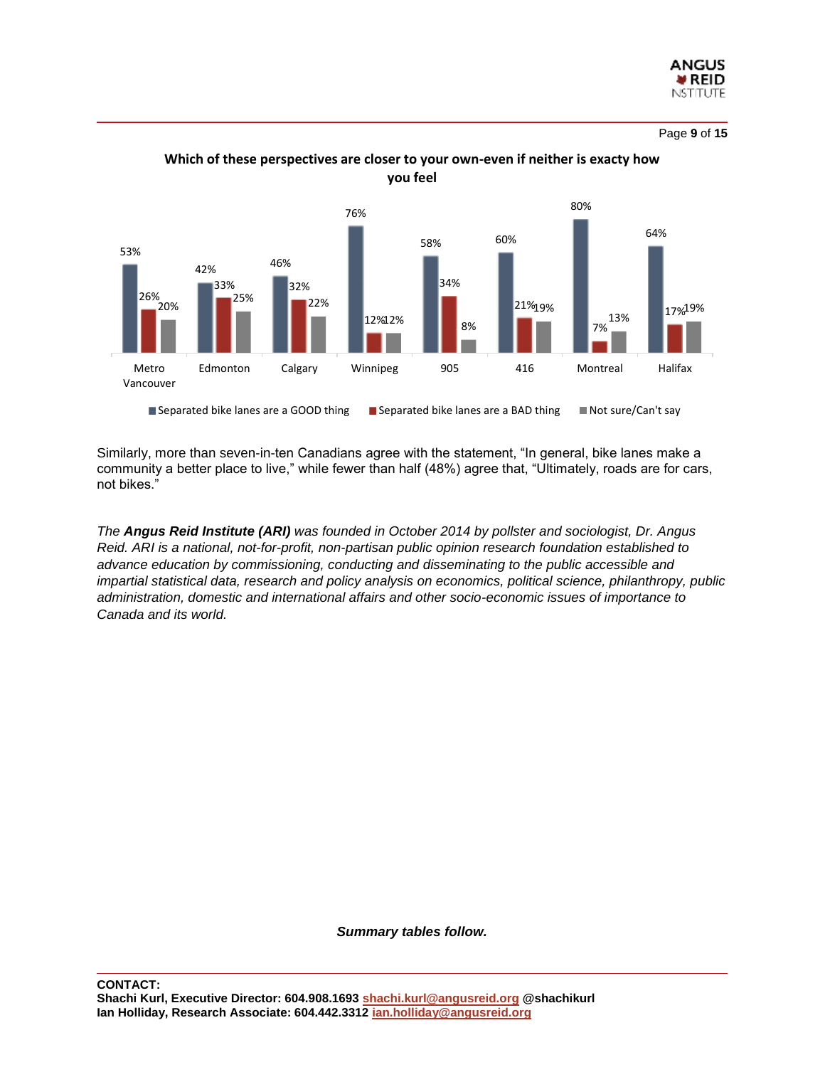**Which of these perspectives are closer to your own-even if neither is exacty how you feel**

| | Metro Vancouver | Edmonton | Calgary | Winnipeg | 905 | 416 | Montreal | Halifax |
|---|---|---|---|---|---|---|---|---|
| Separated bike lanes are a GOOD thing | 53% | 42% | 46% | 76% | 58% | 60% | 80% | 64% |
| Separated bike lanes are a BAD thing | 26% | 33% | 32% | 12% | 34% | 21% | 7% | 17% |
| Not sure/Can't say | 20% | 25% | 22% | 12% | 8% | 19% | 13% | 19% |

Similarly, more than seven-in-ten Canadians agree with the statement, "In general, bike lanes make a community a better place to live," while fewer than half (48%) agree that, "Ultimately, roads are for cars, not bikes."

*The **Angus Reid Institute (ARI)** was founded in October 2014 by pollster and sociologist, Dr. Angus Reid. ARI is a national, not-for-profit, non-partisan public opinion research foundation established to advance education by commissioning, conducting and disseminating to the public accessible and impartial statistical data, research and policy analysis on economics, political science, philanthropy, public administration, domestic and international affairs and other socio-economic issues of importance to Canada and its world.*

***Summary tables follow.***

**CONTACT:**
**Shachi Kurl, Executive Director: 604.908.1693 shachi.kurl@angusreid.org @shachikurl**
**Ian Holliday, Research Associate: 604.442.3312 ian.holliday@angusreid.org**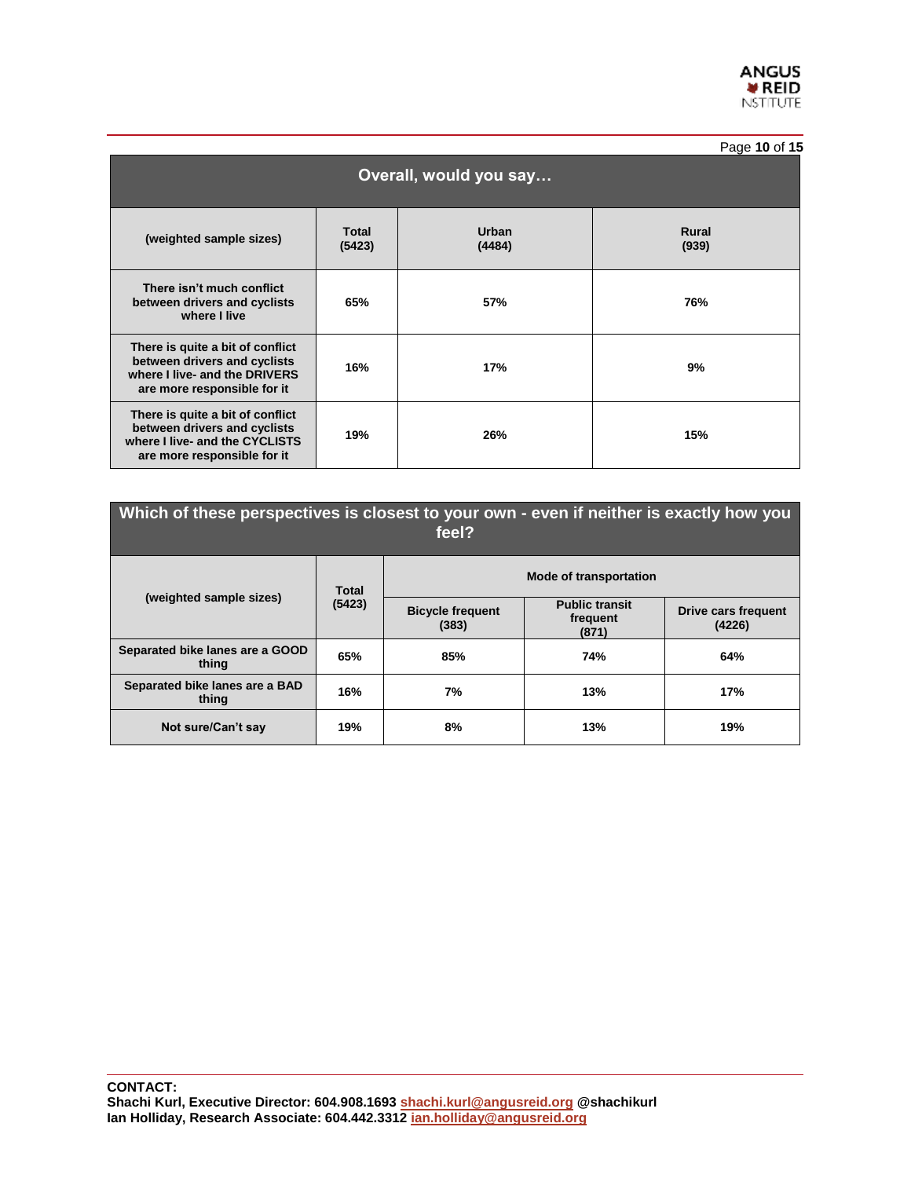| Overall, would you say… | | | |
|---|---|---|---|
| (weighted sample sizes) | Total (5423) | Urban (4484) | Rural (939) |
| There isn't much conflict between drivers and cyclists where I live | 65% | 57% | 76% |
| There is quite a bit of conflict between drivers and cyclists where I live- and the DRIVERS are more responsible for it | 16% | 17% | 9% |
| There is quite a bit of conflict between drivers and cyclists where I live- and the CYCLISTS are more responsible for it | 19% | 26% | 15% |

| Which of these perspectives is closest to your own - even if neither is exactly how you feel? | | | | |
|---|---|---|---|---|
| (weighted sample sizes) | Total (5423) | Mode of transportation | | |
| | | Bicycle frequent (383) | Public transit frequent (871) | Drive cars frequent (4226) |
| Separated bike lanes are a GOOD thing | 65% | 85% | 74% | 64% |
| Separated bike lanes are a BAD thing | 16% | 7% | 13% | 17% |
| Not sure/Can't say | 19% | 8% | 13% | 19% |

**CONTACT:**
**Shachi Kurl, Executive Director: 604.908.1693 shachi.kurl@angusreid.org @shachikurl**
**Ian Holliday, Research Associate: 604.442.3312 ian.holliday@angusreid.org**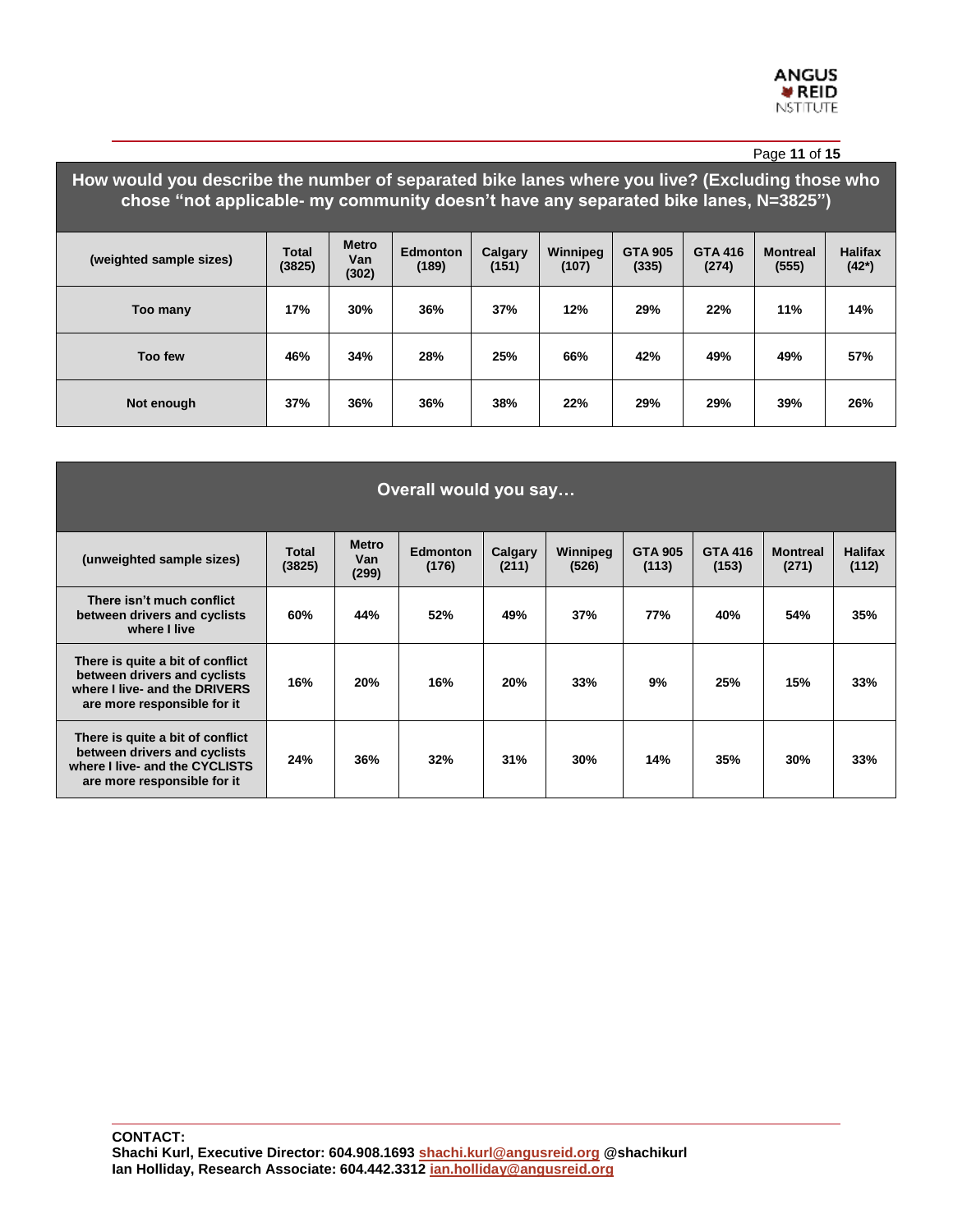| How would you describe the number of separated bike lanes where you live? (Excluding those who chose "not applicable- my community doesn't have any separated bike lanes, N=3825") | | | | | | | | | |
|---|---|---|---|---|---|---|---|---|---|
| (weighted sample sizes) | Total (3825) | Metro Van (302) | Edmonton (189) | Calgary (151) | Winnipeg (107) | GTA 905 (335) | GTA 416 (274) | Montreal (555) | Halifax (42*) |
| Too many | 17% | 30% | 36% | 37% | 12% | 29% | 22% | 11% | 14% |
| Too few | 46% | 34% | 28% | 25% | 66% | 42% | 49% | 49% | 57% |
| Not enough | 37% | 36% | 36% | 38% | 22% | 29% | 29% | 39% | 26% |

| Overall would you say… | | | | | | | | | |
|---|---|---|---|---|---|---|---|---|---|
| (unweighted sample sizes) | Total (3825) | Metro Van (299) | Edmonton (176) | Calgary (211) | Winnipeg (526) | GTA 905 (113) | GTA 416 (153) | Montreal (271) | Halifax (112) |
| There isn't much conflict between drivers and cyclists where I live | 60% | 44% | 52% | 49% | 37% | 77% | 40% | 54% | 35% |
| There is quite a bit of conflict between drivers and cyclists where I live- and the DRIVERS are more responsible for it | 16% | 20% | 16% | 20% | 33% | 9% | 25% | 15% | 33% |
| There is quite a bit of conflict between drivers and cyclists where I live- and the CYCLISTS are more responsible for it | 24% | 36% | 32% | 31% | 30% | 14% | 35% | 30% | 33% |

**CONTACT:**
**Shachi Kurl, Executive Director: 604.908.1693 shachi.kurl@angusreid.org @shachikurl**
**Ian Holliday, Research Associate: 604.442.3312 ian.holliday@angusreid.org**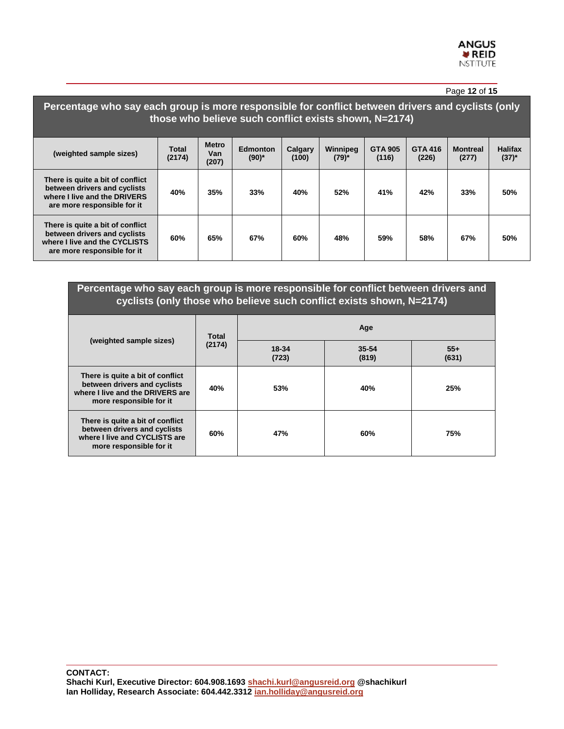**Percentage who say each group is more responsible for conflict between drivers and cyclists (only those who believe such conflict exists shown, N=2174)**

| (weighted sample sizes) | Total (2174) | Metro Van (207) | Edmonton (90)* | Calgary (100) | Winnipeg (79)* | GTA 905 (116) | GTA 416 (226) | Montreal (277) | Halifax (37)* |
|---|---|---|---|---|---|---|---|---|---|
| There is quite a bit of conflict between drivers and cyclists where I live and the DRIVERS are more responsible for it | 40% | 35% | 33% | 40% | 52% | 41% | 42% | 33% | 50% |
| There is quite a bit of conflict between drivers and cyclists where I live and the CYCLISTS are more responsible for it | 60% | 65% | 67% | 60% | 48% | 59% | 58% | 67% | 50% |

**Percentage who say each group is more responsible for conflict between drivers and cyclists (only those who believe such conflict exists shown, N=2174)**

| (weighted sample sizes) | Total (2174) | Age | | |
|---|---|---|---|---|
| | | 18-34 (723) | 35-54 (819) | 55+ (631) |
| There is quite a bit of conflict between drivers and cyclists where I live and the DRIVERS are more responsible for it | 40% | 53% | 40% | 25% |
| There is quite a bit of conflict between drivers and cyclists where I live and CYCLISTS are more responsible for it | 60% | 47% | 60% | 75% |

**CONTACT:**
**Shachi Kurl, Executive Director: 604.908.1693 shachi.kurl@angusreid.org @shachikurl**
**Ian Holliday, Research Associate: 604.442.3312 ian.holliday@angusreid.org**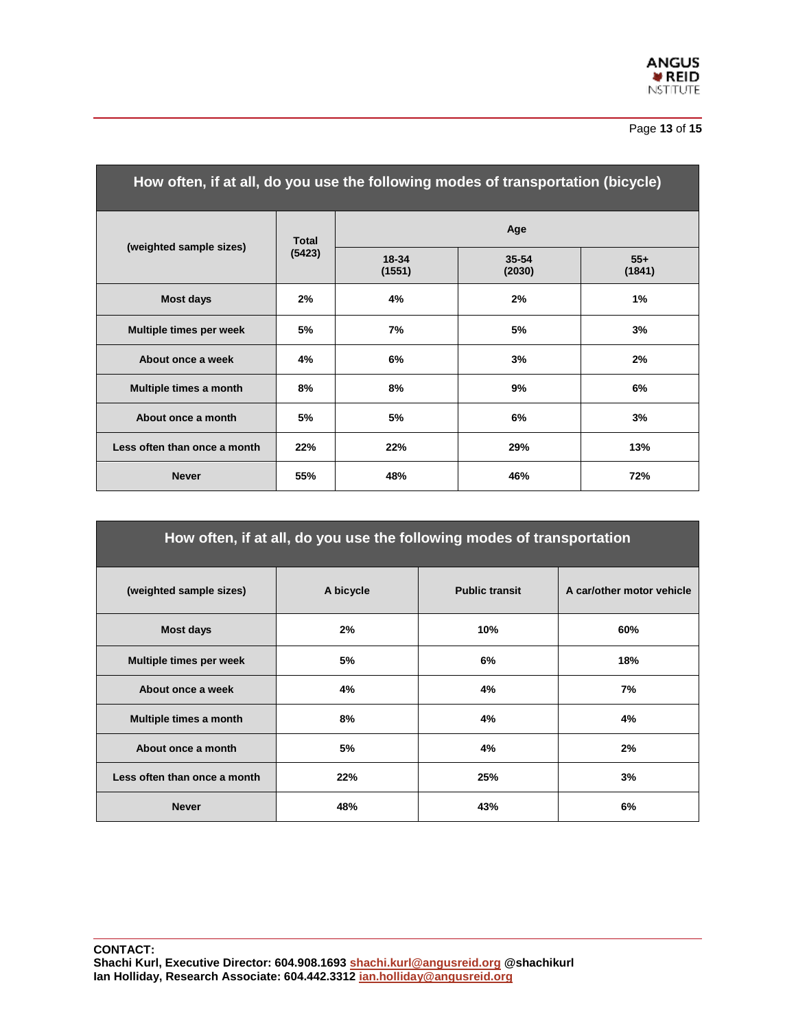| How often, if at all, do you use the following modes of transportation (bicycle) | | | | |
|---|---|---|---|---|
| (weighted sample sizes) | Total (5423) | Age | | |
| | | 18-34 (1551) | 35-54 (2030) | 55+ (1841) |
| Most days | 2% | 4% | 2% | 1% |
| Multiple times per week | 5% | 7% | 5% | 3% |
| About once a week | 4% | 6% | 3% | 2% |
| Multiple times a month | 8% | 8% | 9% | 6% |
| About once a month | 5% | 5% | 6% | 3% |
| Less often than once a month | 22% | 22% | 29% | 13% |
| Never | 55% | 48% | 46% | 72% |

| How often, if at all, do you use the following modes of transportation | | | |
|---|---|---|---|
| (weighted sample sizes) | A bicycle | Public transit | A car/other motor vehicle |
| Most days | 2% | 10% | 60% |
| Multiple times per week | 5% | 6% | 18% |
| About once a week | 4% | 4% | 7% |
| Multiple times a month | 8% | 4% | 4% |
| About once a month | 5% | 4% | 2% |
| Less often than once a month | 22% | 25% | 3% |
| Never | 48% | 43% | 6% |

**CONTACT:**
**Shachi Kurl, Executive Director: 604.908.1693 shachi.kurl@angusreid.org @shachikurl**
**Ian Holliday, Research Associate: 604.442.3312 ian.holliday@angusreid.org**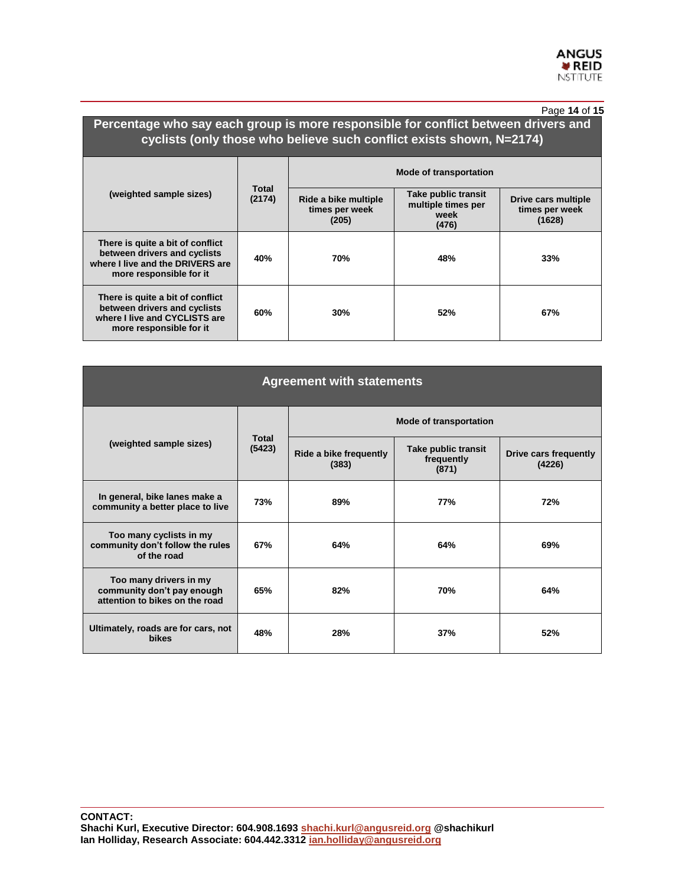| Percentage who say each group is more responsible for conflict between drivers and cyclists (only those who believe such conflict exists shown, N=2174) | | | | |
|---|---|---|---|---|
| (weighted sample sizes) | Total (2174) | Mode of transportation | | |
| | | Ride a bike multiple times per week (205) | Take public transit multiple times per week (476) | Drive cars multiple times per week (1628) |
| There is quite a bit of conflict between drivers and cyclists where I live and the DRIVERS are more responsible for it | 40% | 70% | 48% | 33% |
| There is quite a bit of conflict between drivers and cyclists where I live and CYCLISTS are more responsible for it | 60% | 30% | 52% | 67% |

| Agreement with statements | | | | |
|---|---|---|---|---|
| (weighted sample sizes) | Total (5423) | Mode of transportation | | |
| | | Ride a bike frequently (383) | Take public transit frequently (871) | Drive cars frequently (4226) |
| In general, bike lanes make a community a better place to live | 73% | 89% | 77% | 72% |
| Too many cyclists in my community don't follow the rules of the road | 67% | 64% | 64% | 69% |
| Too many drivers in my community don't pay enough attention to bikes on the road | 65% | 82% | 70% | 64% |
| Ultimately, roads are for cars, not bikes | 48% | 28% | 37% | 52% |

**CONTACT:**
**Shachi Kurl, Executive Director: 604.908.1693 shachi.kurl@angusreid.org @shachikurl**
**Ian Holliday, Research Associate: 604.442.3312 ian.holliday@angusreid.org**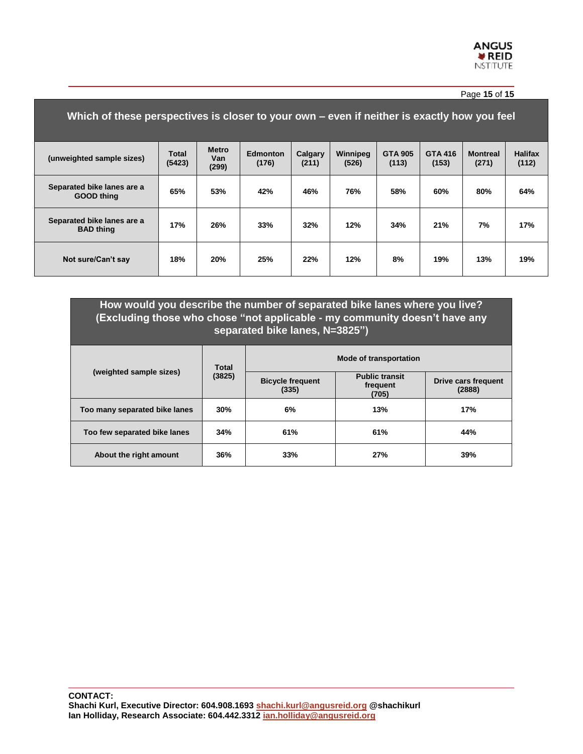### Which of these perspectives is closer to your own – even if neither is exactly how you feel

| (unweighted sample sizes) | Total (5423) | Metro Van (299) | Edmonton (176) | Calgary (211) | Winnipeg (526) | GTA 905 (113) | GTA 416 (153) | Montreal (271) | Halifax (112) |
|---|---|---|---|---|---|---|---|---|---|
| Separated bike lanes are a GOOD thing | 65% | 53% | 42% | 46% | 76% | 58% | 60% | 80% | 64% |
| Separated bike lanes are a BAD thing | 17% | 26% | 33% | 32% | 12% | 34% | 21% | 7% | 17% |
| Not sure/Can't say | 18% | 20% | 25% | 22% | 12% | 8% | 19% | 13% | 19% |

### How would you describe the number of separated bike lanes where you live? (Excluding those who chose "not applicable - my community doesn't have any separated bike lanes, N=3825")

| (weighted sample sizes) | Total (3825) | Mode of transportation | | |
|---|---|---|---|---|
| | | Bicycle frequent (335) | Public transit frequent (705) | Drive cars frequent (2888) |
| Too many separated bike lanes | 30% | 6% | 13% | 17% |
| Too few separated bike lanes | 34% | 61% | 61% | 44% |
| About the right amount | 36% | 33% | 27% | 39% |

**CONTACT:**
**Shachi Kurl, Executive Director: 604.908.1693 shachi.kurl@angusreid.org @shachikurl**
**Ian Holliday, Research Associate: 604.442.3312 ian.holliday@angusreid.org**